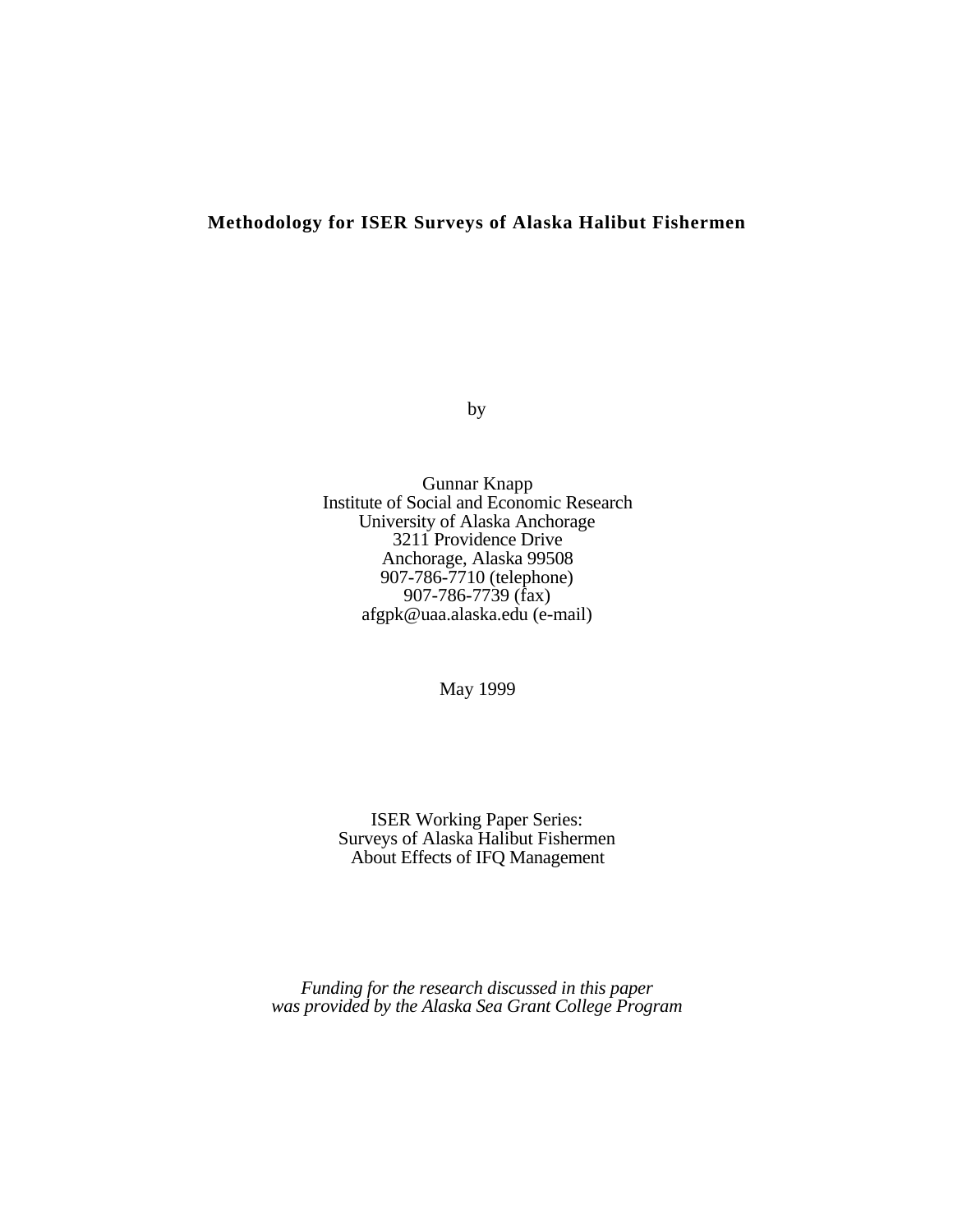# Methodology for ISER Surveys of Alaska Halibut Fishermen

by

Gunnar Knapp
Institute of Social and Economic Research
University of Alaska Anchorage
3211 Providence Drive
Anchorage, Alaska 99508
907-786-7710 (telephone)
907-786-7739 (fax)
afgpk@uaa.alaska.edu (e-mail)

May 1999

ISER Working Paper Series:
Surveys of Alaska Halibut Fishermen
About Effects of IFQ Management

*Funding for the research discussed in this paper was provided by the Alaska Sea Grant College Program*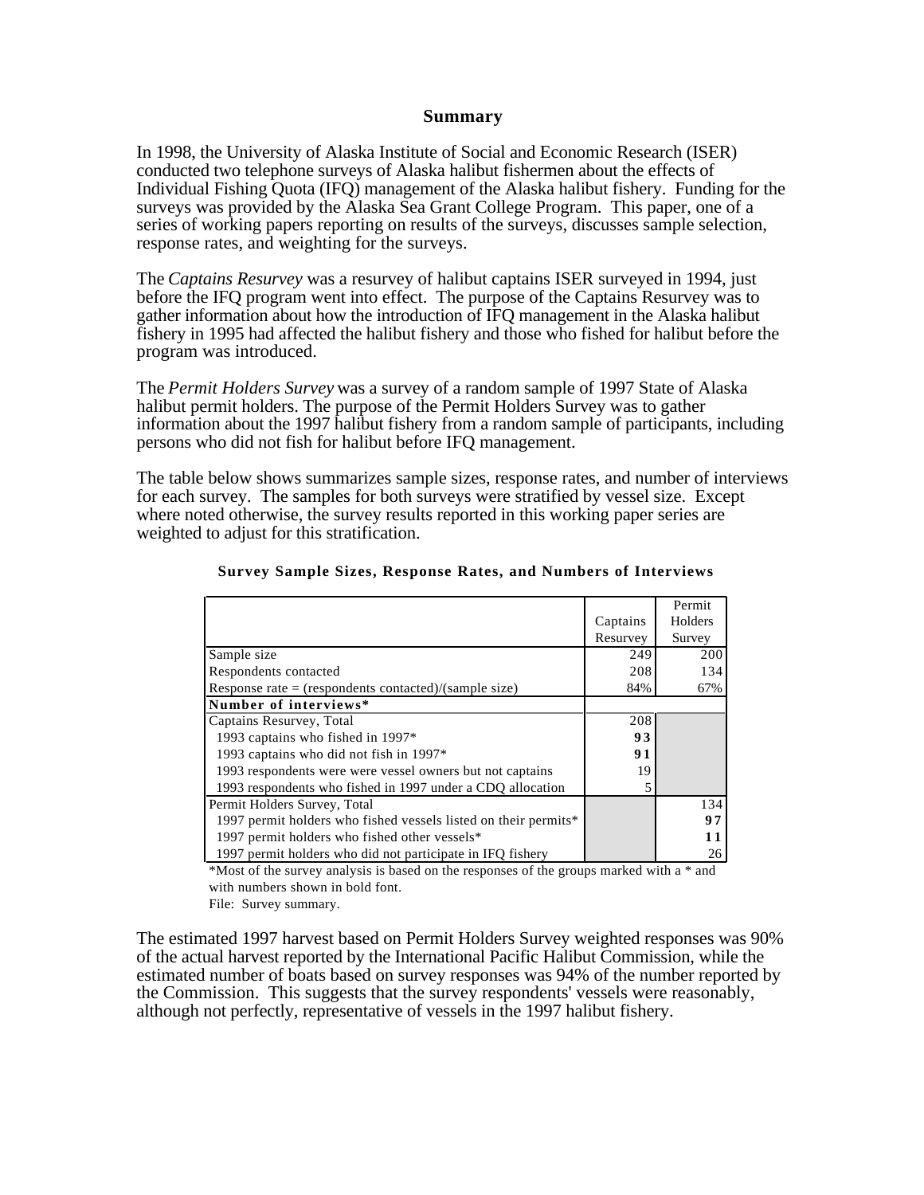# Summary

In 1998, the University of Alaska Institute of Social and Economic Research (ISER) conducted two telephone surveys of Alaska halibut fishermen about the effects of Individual Fishing Quota (IFQ) management of the Alaska halibut fishery. Funding for the surveys was provided by the Alaska Sea Grant College Program. This paper, one of a series of working papers reporting on results of the surveys, discusses sample selection, response rates, and weighting for the surveys.

The *Captains Resurvey* was a resurvey of halibut captains ISER surveyed in 1994, just before the IFQ program went into effect. The purpose of the Captains Resurvey was to gather information about how the introduction of IFQ management in the Alaska halibut fishery in 1995 had affected the halibut fishery and those who fished for halibut before the program was introduced.

The *Permit Holders Survey* was a survey of a random sample of 1997 State of Alaska halibut permit holders. The purpose of the Permit Holders Survey was to gather information about the 1997 halibut fishery from a random sample of participants, including persons who did not fish for halibut before IFQ management.

The table below shows summarizes sample sizes, response rates, and number of interviews for each survey. The samples for both surveys were stratified by vessel size. Except where noted otherwise, the survey results reported in this working paper series are weighted to adjust for this stratification.

**Survey Sample Sizes, Response Rates, and Numbers of Interviews**

| | Captains Resurvey | Permit Holders Survey |
|---|---|---|
| Sample size | 249 | 200 |
| Respondents contacted | 208 | 134 |
| Response rate = (respondents contacted)/(sample size) | 84% | 67% |
| **Number of interviews*** | | |
| Captains Resurvey, Total | 208 | |
| 1993 captains who fished in 1997* | **93** | |
| 1993 captains who did not fish in 1997* | **91** | |
| 1993 respondents were were vessel owners but not captains | 19 | |
| 1993 respondents who fished in 1997 under a CDQ allocation | 5 | |
| Permit Holders Survey, Total | | 134 |
| 1997 permit holders who fished vessels listed on their permits* | | **97** |
| 1997 permit holders who fished other vessels* | | **11** |
| 1997 permit holders who did not participate in IFQ fishery | | 26 |

*Most of the survey analysis is based on the responses of the groups marked with a * and with numbers shown in bold font.

File: Survey summary.

The estimated 1997 harvest based on Permit Holders Survey weighted responses was 90% of the actual harvest reported by the International Pacific Halibut Commission, while the estimated number of boats based on survey responses was 94% of the number reported by the Commission. This suggests that the survey respondents' vessels were reasonably, although not perfectly, representative of vessels in the 1997 halibut fishery.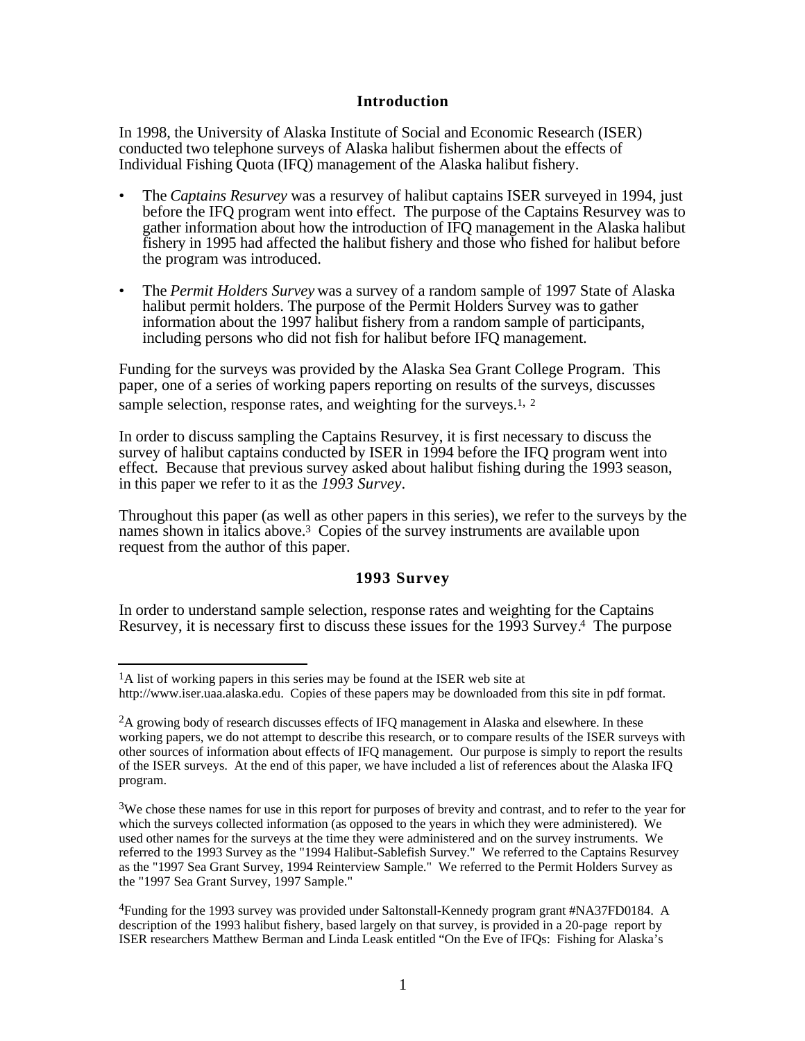## Introduction

In 1998, the University of Alaska Institute of Social and Economic Research (ISER) conducted two telephone surveys of Alaska halibut fishermen about the effects of Individual Fishing Quota (IFQ) management of the Alaska halibut fishery.

- The *Captains Resurvey* was a resurvey of halibut captains ISER surveyed in 1994, just before the IFQ program went into effect. The purpose of the Captains Resurvey was to gather information about how the introduction of IFQ management in the Alaska halibut fishery in 1995 had affected the halibut fishery and those who fished for halibut before the program was introduced.
- The *Permit Holders Survey* was a survey of a random sample of 1997 State of Alaska halibut permit holders. The purpose of the Permit Holders Survey was to gather information about the 1997 halibut fishery from a random sample of participants, including persons who did not fish for halibut before IFQ management.

Funding for the surveys was provided by the Alaska Sea Grant College Program. This paper, one of a series of working papers reporting on results of the surveys, discusses sample selection, response rates, and weighting for the surveys.[1, 2]

In order to discuss sampling the Captains Resurvey, it is first necessary to discuss the survey of halibut captains conducted by ISER in 1994 before the IFQ program went into effect. Because that previous survey asked about halibut fishing during the 1993 season, in this paper we refer to it as the *1993 Survey*.

Throughout this paper (as well as other papers in this series), we refer to the surveys by the names shown in italics above.[3] Copies of the survey instruments are available upon request from the author of this paper.

## 1993 Survey

In order to understand sample selection, response rates and weighting for the Captains Resurvey, it is necessary first to discuss these issues for the 1993 Survey.[4] The purpose

---

[1]A list of working papers in this series may be found at the ISER web site at http://www.iser.uaa.alaska.edu. Copies of these papers may be downloaded from this site in pdf format.

[2]A growing body of research discusses effects of IFQ management in Alaska and elsewhere. In these working papers, we do not attempt to describe this research, or to compare results of the ISER surveys with other sources of information about effects of IFQ management. Our purpose is simply to report the results of the ISER surveys. At the end of this paper, we have included a list of references about the Alaska IFQ program.

[3]We chose these names for use in this report for purposes of brevity and contrast, and to refer to the year for which the surveys collected information (as opposed to the years in which they were administered). We used other names for the surveys at the time they were administered and on the survey instruments. We referred to the 1993 Survey as the "1994 Halibut-Sablefish Survey." We referred to the Captains Resurvey as the "1997 Sea Grant Survey, 1994 Reinterview Sample." We referred to the Permit Holders Survey as the "1997 Sea Grant Survey, 1997 Sample."

[4]Funding for the 1993 survey was provided under Saltonstall-Kennedy program grant #NA37FD0184. A description of the 1993 halibut fishery, based largely on that survey, is provided in a 20-page report by ISER researchers Matthew Berman and Linda Leask entitled "On the Eve of IFQs: Fishing for Alaska's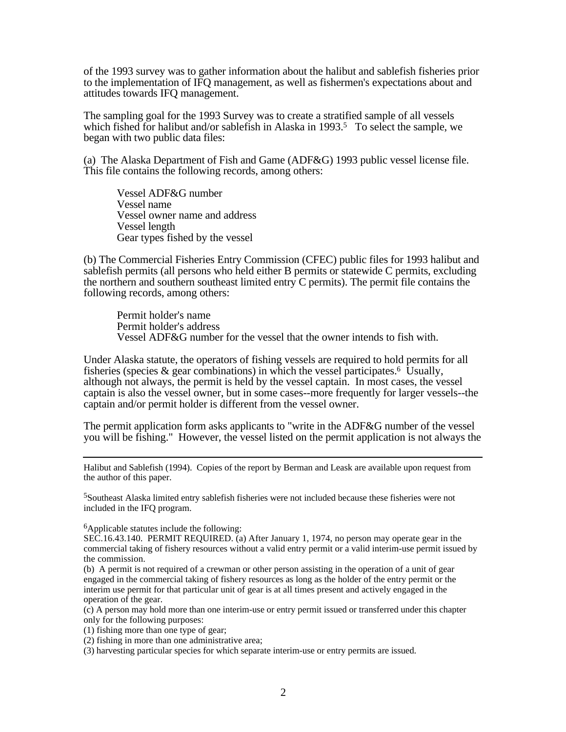of the 1993 survey was to gather information about the halibut and sablefish fisheries prior to the implementation of IFQ management, as well as fishermen's expectations about and attitudes towards IFQ management.

The sampling goal for the 1993 Survey was to create a stratified sample of all vessels which fished for halibut and/or sablefish in Alaska in 1993.[5] To select the sample, we began with two public data files:

(a) The Alaska Department of Fish and Game (ADF&G) 1993 public vessel license file. This file contains the following records, among others:

Vessel ADF&G number  
Vessel name  
Vessel owner name and address  
Vessel length  
Gear types fished by the vessel

(b) The Commercial Fisheries Entry Commission (CFEC) public files for 1993 halibut and sablefish permits (all persons who held either B permits or statewide C permits, excluding the northern and southern southeast limited entry C permits). The permit file contains the following records, among others:

Permit holder's name  
Permit holder's address  
Vessel ADF&G number for the vessel that the owner intends to fish with.

Under Alaska statute, the operators of fishing vessels are required to hold permits for all fisheries (species & gear combinations) in which the vessel participates.[6] Usually, although not always, the permit is held by the vessel captain. In most cases, the vessel captain is also the vessel owner, but in some cases--more frequently for larger vessels--the captain and/or permit holder is different from the vessel owner.

The permit application form asks applicants to "write in the ADF&G number of the vessel you will be fishing." However, the vessel listed on the permit application is not always the

---

Halibut and Sablefish (1994). Copies of the report by Berman and Leask are available upon request from the author of this paper.

[5]Southeast Alaska limited entry sablefish fisheries were not included because these fisheries were not included in the IFQ program.

[6]Applicable statutes include the following:  
SEC.16.43.140. PERMIT REQUIRED. (a) After January 1, 1974, no person may operate gear in the commercial taking of fishery resources without a valid entry permit or a valid interim-use permit issued by the commission.  
(b) A permit is not required of a crewman or other person assisting in the operation of a unit of gear engaged in the commercial taking of fishery resources as long as the holder of the entry permit or the interim use permit for that particular unit of gear is at all times present and actively engaged in the operation of the gear.  
(c) A person may hold more than one interim-use or entry permit issued or transferred under this chapter only for the following purposes:  
(1) fishing more than one type of gear;  
(2) fishing in more than one administrative area;  
(3) harvesting particular species for which separate interim-use or entry permits are issued.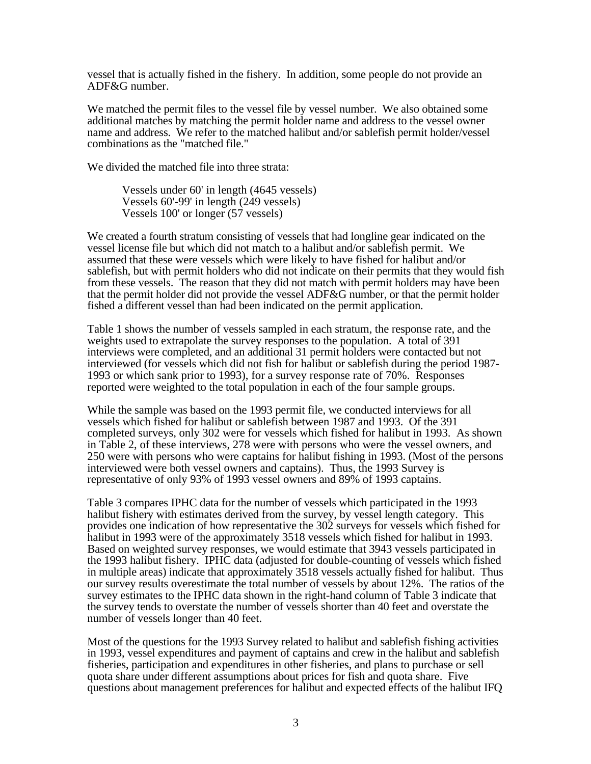vessel that is actually fished in the fishery. In addition, some people do not provide an ADF&G number.

We matched the permit files to the vessel file by vessel number. We also obtained some additional matches by matching the permit holder name and address to the vessel owner name and address. We refer to the matched halibut and/or sablefish permit holder/vessel combinations as the "matched file."

We divided the matched file into three strata:

Vessels under 60' in length (4645 vessels)
Vessels 60'-99' in length (249 vessels)
Vessels 100' or longer (57 vessels)

We created a fourth stratum consisting of vessels that had longline gear indicated on the vessel license file but which did not match to a halibut and/or sablefish permit. We assumed that these were vessels which were likely to have fished for halibut and/or sablefish, but with permit holders who did not indicate on their permits that they would fish from these vessels. The reason that they did not match with permit holders may have been that the permit holder did not provide the vessel ADF&G number, or that the permit holder fished a different vessel than had been indicated on the permit application.

Table 1 shows the number of vessels sampled in each stratum, the response rate, and the weights used to extrapolate the survey responses to the population. A total of 391 interviews were completed, and an additional 31 permit holders were contacted but not interviewed (for vessels which did not fish for halibut or sablefish during the period 1987-1993 or which sank prior to 1993), for a survey response rate of 70%. Responses reported were weighted to the total population in each of the four sample groups.

While the sample was based on the 1993 permit file, we conducted interviews for all vessels which fished for halibut or sablefish between 1987 and 1993. Of the 391 completed surveys, only 302 were for vessels which fished for halibut in 1993. As shown in Table 2, of these interviews, 278 were with persons who were the vessel owners, and 250 were with persons who were captains for halibut fishing in 1993. (Most of the persons interviewed were both vessel owners and captains). Thus, the 1993 Survey is representative of only 93% of 1993 vessel owners and 89% of 1993 captains.

Table 3 compares IPHC data for the number of vessels which participated in the 1993 halibut fishery with estimates derived from the survey, by vessel length category. This provides one indication of how representative the 302 surveys for vessels which fished for halibut in 1993 were of the approximately 3518 vessels which fished for halibut in 1993. Based on weighted survey responses, we would estimate that 3943 vessels participated in the 1993 halibut fishery. IPHC data (adjusted for double-counting of vessels which fished in multiple areas) indicate that approximately 3518 vessels actually fished for halibut. Thus our survey results overestimate the total number of vessels by about 12%. The ratios of the survey estimates to the IPHC data shown in the right-hand column of Table 3 indicate that the survey tends to overstate the number of vessels shorter than 40 feet and overstate the number of vessels longer than 40 feet.

Most of the questions for the 1993 Survey related to halibut and sablefish fishing activities in 1993, vessel expenditures and payment of captains and crew in the halibut and sablefish fisheries, participation and expenditures in other fisheries, and plans to purchase or sell quota share under different assumptions about prices for fish and quota share. Five questions about management preferences for halibut and expected effects of the halibut IFQ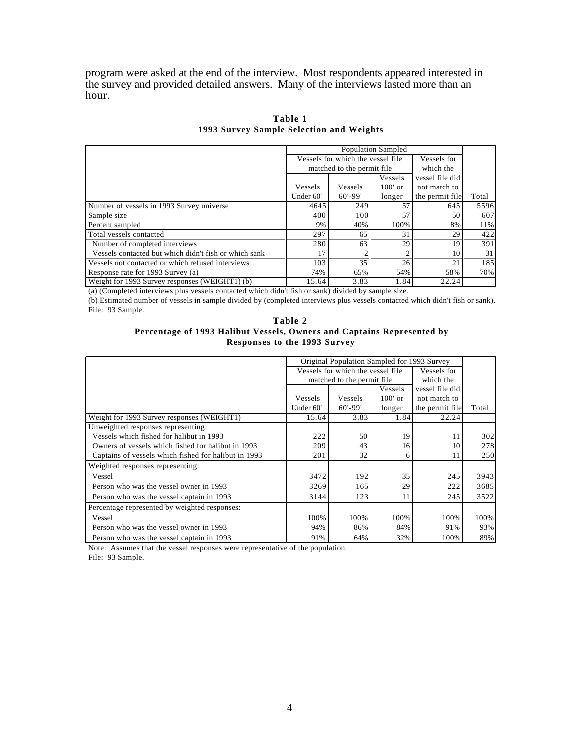program were asked at the end of the interview. Most respondents appeared interested in the survey and provided detailed answers. Many of the interviews lasted more than an hour.

**Table 1**
**1993 Survey Sample Selection and Weights**

| | Population Sampled | | | | |
|---|---|---|---|---|---|
| | Vessels for which the vessel file matched to the permit file | | | Vessels for which the vessel file did not match to the permit file | |
| | Vessels Under 60' | Vessels 60'-99' | Vessels 100' or longer | | Total |
| Number of vessels in 1993 Survey universe | 4645 | 249 | 57 | 645 | 5596 |
| Sample size | 400 | 100 | 57 | 50 | 607 |
| Percent sampled | 9% | 40% | 100% | 8% | 11% |
| Total vessels contacted | 297 | 65 | 31 | 29 | 422 |
| Number of completed interviews | 280 | 63 | 29 | 19 | 391 |
| Vessels contacted but which didn't fish or which sank | 17 | 2 | 2 | 10 | 31 |
| Vessels not contacted or which refused interviews | 103 | 35 | 26 | 21 | 185 |
| Response rate for 1993 Survey (a) | 74% | 65% | 54% | 58% | 70% |
| Weight for 1993 Survey responses (WEIGHT1) (b) | 15.64 | 3.83 | 1.84 | 22.24 | |

(a) (Completed interviews plus vessels contacted which didn't fish or sank) divided by sample size.
(b) Estimated number of vessels in sample divided by (completed interviews plus vessels contacted which didn't fish or sank).
File: 93 Sample.

**Table 2**
**Percentage of 1993 Halibut Vessels, Owners and Captains Represented by Responses to the 1993 Survey**

| | Original Population Sampled for 1993 Survey | | | | |
|---|---|---|---|---|---|
| | Vessels for which the vessel file matched to the permit file | | | Vessels for which the vessel file did not match to the permit file | |
| | Vessels Under 60' | Vessels 60'-99' | Vessels 100' or longer | | Total |
| Weight for 1993 Survey responses (WEIGHT1) | 15.64 | 3.83 | 1.84 | 22.24 | |
| Unweighted responses representing: | | | | | |
| Vessels which fished for halibut in 1993 | 222 | 50 | 19 | 11 | 302 |
| Owners of vessels which fished for halibut in 1993 | 209 | 43 | 16 | 10 | 278 |
| Captains of vessels which fished for halibut in 1993 | 201 | 32 | 6 | 11 | 250 |
| Weighted responses representing: | | | | | |
| Vessel | 3472 | 192 | 35 | 245 | 3943 |
| Person who was the vessel owner in 1993 | 3269 | 165 | 29 | 222 | 3685 |
| Person who was the vessel captain in 1993 | 3144 | 123 | 11 | 245 | 3522 |
| Percentage represented by weighted responses: | | | | | |
| Vessel | 100% | 100% | 100% | 100% | 100% |
| Person who was the vessel owner in 1993 | 94% | 86% | 84% | 91% | 93% |
| Person who was the vessel captain in 1993 | 91% | 64% | 32% | 100% | 89% |

Note: Assumes that the vessel responses were representative of the population.
File: 93 Sample.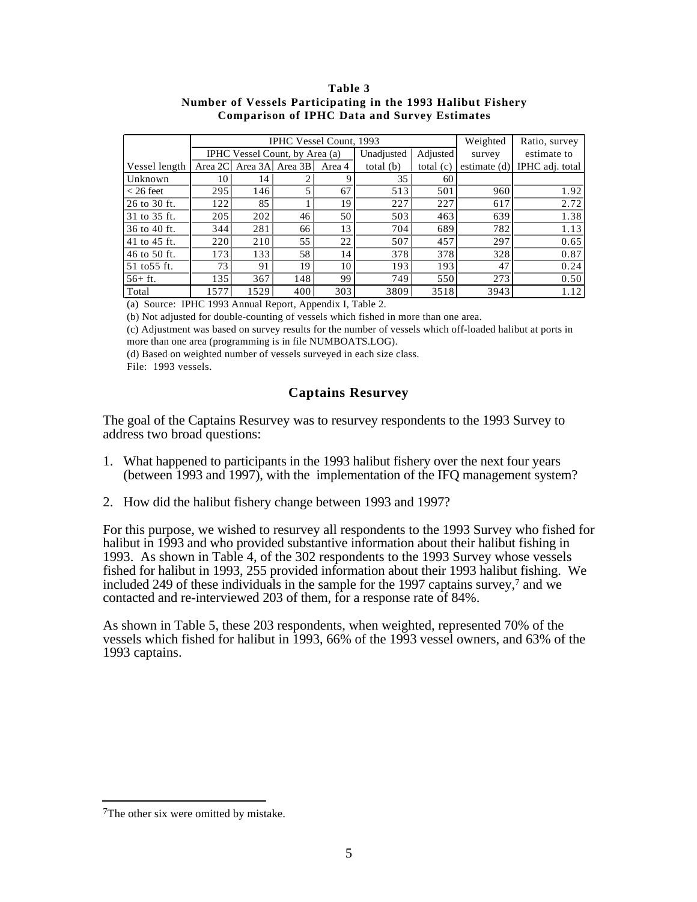**Table 3**
**Number of Vessels Participating in the 1993 Halibut Fishery**
**Comparison of IPHC Data and Survey Estimates**

| | IPHC Vessel Count, 1993 | | | | | | Weighted | Ratio, survey |
|---|---|---|---|---|---|---|---|---|
| | IPHC Vessel Count, by Area (a) | | | | Unadjusted | Adjusted | survey | estimate to |
| Vessel length | Area 2C | Area 3A | Area 3B | Area 4 | total (b) | total (c) | estimate (d) | IPHC adj. total |
| Unknown | 10 | 14 | 2 | 9 | 35 | 60 | | |
| < 26 feet | 295 | 146 | 5 | 67 | 513 | 501 | 960 | 1.92 |
| 26 to 30 ft. | 122 | 85 | 1 | 19 | 227 | 227 | 617 | 2.72 |
| 31 to 35 ft. | 205 | 202 | 46 | 50 | 503 | 463 | 639 | 1.38 |
| 36 to 40 ft. | 344 | 281 | 66 | 13 | 704 | 689 | 782 | 1.13 |
| 41 to 45 ft. | 220 | 210 | 55 | 22 | 507 | 457 | 297 | 0.65 |
| 46 to 50 ft. | 173 | 133 | 58 | 14 | 378 | 378 | 328 | 0.87 |
| 51 to55 ft. | 73 | 91 | 19 | 10 | 193 | 193 | 47 | 0.24 |
| 56+ ft. | 135 | 367 | 148 | 99 | 749 | 550 | 273 | 0.50 |
| Total | 1577 | 1529 | 400 | 303 | 3809 | 3518 | 3943 | 1.12 |

(a) Source: IPHC 1993 Annual Report, Appendix I, Table 2.

(b) Not adjusted for double-counting of vessels which fished in more than one area.

(c) Adjustment was based on survey results for the number of vessels which off-loaded halibut at ports in more than one area (programming is in file NUMBOATS.LOG).

(d) Based on weighted number of vessels surveyed in each size class.

File: 1993 vessels.

## Captains Resurvey

The goal of the Captains Resurvey was to resurvey respondents to the 1993 Survey to address two broad questions:

1. What happened to participants in the 1993 halibut fishery over the next four years (between 1993 and 1997), with the implementation of the IFQ management system?

2. How did the halibut fishery change between 1993 and 1997?

For this purpose, we wished to resurvey all respondents to the 1993 Survey who fished for halibut in 1993 and who provided substantive information about their halibut fishing in 1993. As shown in Table 4, of the 302 respondents to the 1993 Survey whose vessels fished for halibut in 1993, 255 provided information about their 1993 halibut fishing. We included 249 of these individuals in the sample for the 1997 captains survey,[7] and we contacted and re-interviewed 203 of them, for a response rate of 84%.

As shown in Table 5, these 203 respondents, when weighted, represented 70% of the vessels which fished for halibut in 1993, 66% of the 1993 vessel owners, and 63% of the 1993 captains.

[7]The other six were omitted by mistake.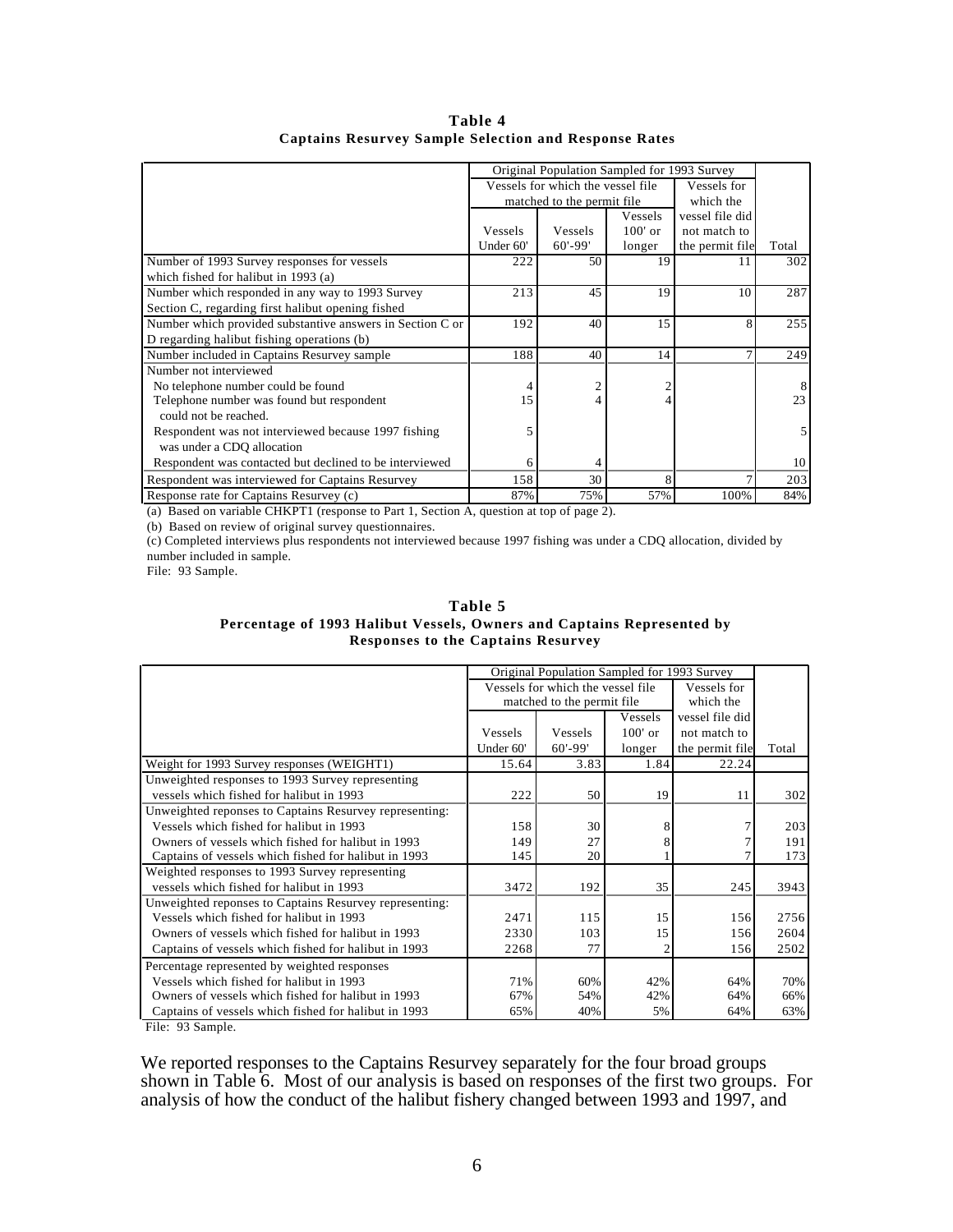**Table 4**
**Captains Resurvey Sample Selection and Response Rates**

| | Original Population Sampled for 1993 Survey | | | | |
|---|---|---|---|---|---|
| | Vessels for which the vessel file matched to the permit file | | | Vessels for which the vessel file did not match to the permit file | |
| | Vessels Under 60' | Vessels 60'-99' | Vessels 100' or longer | | Total |
| Number of 1993 Survey responses for vessels which fished for halibut in 1993 (a) | 222 | 50 | 19 | 11 | 302 |
| Number which responded in any way to 1993 Survey Section C, regarding first halibut opening fished | 213 | 45 | 19 | 10 | 287 |
| Number which provided substantive answers in Section C or D regarding halibut fishing operations (b) | 192 | 40 | 15 | 8 | 255 |
| Number included in Captains Resurvey sample | 188 | 40 | 14 | 7 | 249 |
| Number not interviewed | | | | | |
| No telephone number could be found | 4 | 2 | 2 | | 8 |
| Telephone number was found but respondent could not be reached. | 15 | 4 | 4 | | 23 |
| Respondent was not interviewed because 1997 fishing was under a CDQ allocation | 5 | | | | 5 |
| Respondent was contacted but declined to be interviewed | 6 | 4 | | | 10 |
| Respondent was interviewed for Captains Resurvey | 158 | 30 | 8 | 7 | 203 |
| Response rate for Captains Resurvey (c) | 87% | 75% | 57% | 100% | 84% |

(a) Based on variable CHKPT1 (response to Part 1, Section A, question at top of page 2).
(b) Based on review of original survey questionnaires.
(c) Completed interviews plus respondents not interviewed because 1997 fishing was under a CDQ allocation, divided by number included in sample.
File: 93 Sample.

**Table 5**
**Percentage of 1993 Halibut Vessels, Owners and Captains Represented by Responses to the Captains Resurvey**

| | Original Population Sampled for 1993 Survey | | | | |
|---|---|---|---|---|---|
| | Vessels for which the vessel file matched to the permit file | | | Vessels for which the vessel file did not match to the permit file | |
| | Vessels Under 60' | Vessels 60'-99' | Vessels 100' or longer | | Total |
| Weight for 1993 Survey responses (WEIGHT1) | 15.64 | 3.83 | 1.84 | 22.24 | |
| Unweighted responses to 1993 Survey representing vessels which fished for halibut in 1993 | 222 | 50 | 19 | 11 | 302 |
| Unweighted reponses to Captains Resurvey representing: | | | | | |
| Vessels which fished for halibut in 1993 | 158 | 30 | 8 | 7 | 203 |
| Owners of vessels which fished for halibut in 1993 | 149 | 27 | 8 | 7 | 191 |
| Captains of vessels which fished for halibut in 1993 | 145 | 20 | 1 | 7 | 173 |
| Weighted responses to 1993 Survey representing vessels which fished for halibut in 1993 | 3472 | 192 | 35 | 245 | 3943 |
| Unweighted reponses to Captains Resurvey representing: | | | | | |
| Vessels which fished for halibut in 1993 | 2471 | 115 | 15 | 156 | 2756 |
| Owners of vessels which fished for halibut in 1993 | 2330 | 103 | 15 | 156 | 2604 |
| Captains of vessels which fished for halibut in 1993 | 2268 | 77 | 2 | 156 | 2502 |
| Percentage represented by weighted responses | | | | | |
| Vessels which fished for halibut in 1993 | 71% | 60% | 42% | 64% | 70% |
| Owners of vessels which fished for halibut in 1993 | 67% | 54% | 42% | 64% | 66% |
| Captains of vessels which fished for halibut in 1993 | 65% | 40% | 5% | 64% | 63% |

File: 93 Sample.

We reported responses to the Captains Resurvey separately for the four broad groups shown in Table 6. Most of our analysis is based on responses of the first two groups. For analysis of how the conduct of the halibut fishery changed between 1993 and 1997, and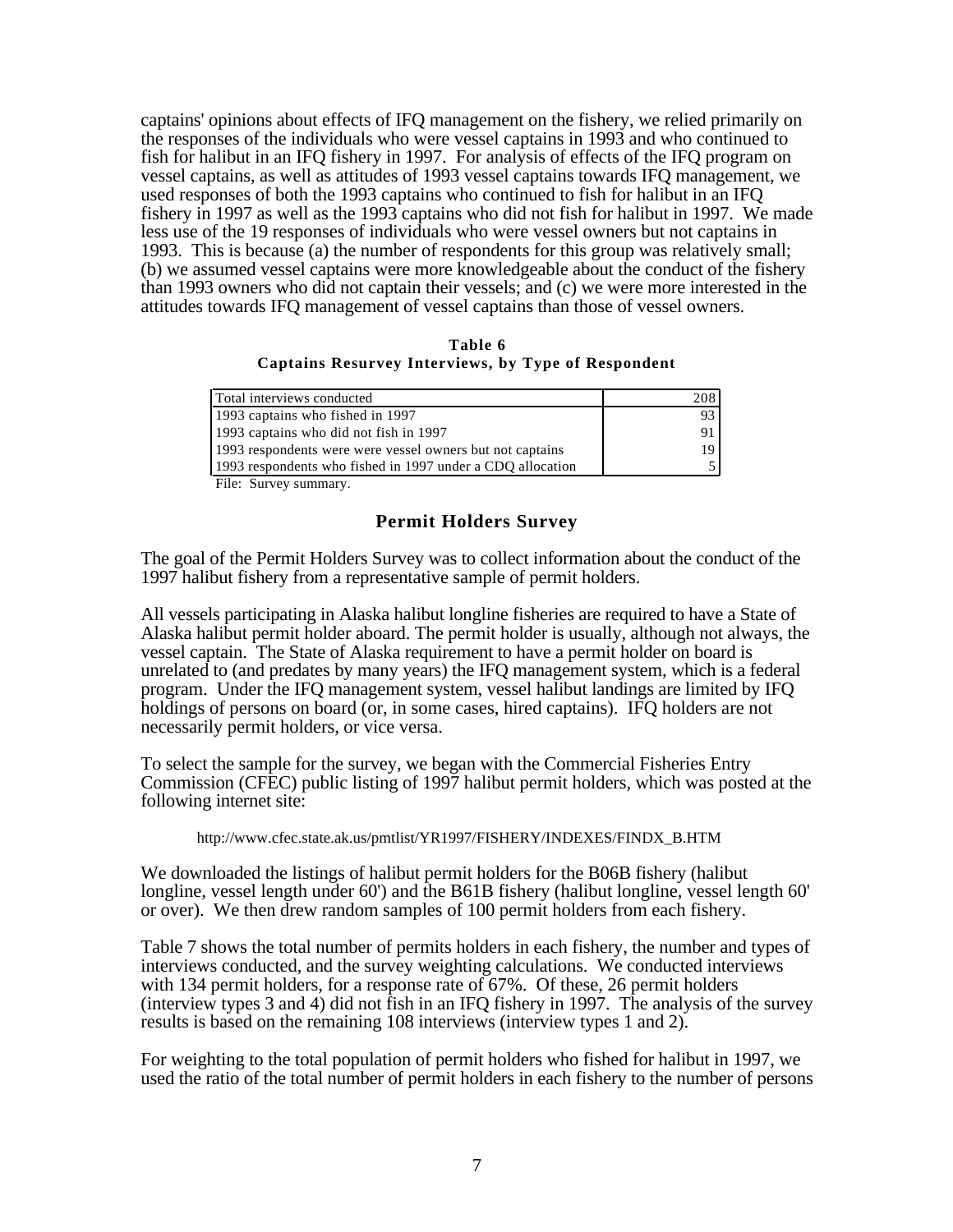captains' opinions about effects of IFQ management on the fishery, we relied primarily on the responses of the individuals who were vessel captains in 1993 and who continued to fish for halibut in an IFQ fishery in 1997. For analysis of effects of the IFQ program on vessel captains, as well as attitudes of 1993 vessel captains towards IFQ management, we used responses of both the 1993 captains who continued to fish for halibut in an IFQ fishery in 1997 as well as the 1993 captains who did not fish for halibut in 1997. We made less use of the 19 responses of individuals who were vessel owners but not captains in 1993. This is because (a) the number of respondents for this group was relatively small; (b) we assumed vessel captains were more knowledgeable about the conduct of the fishery than 1993 owners who did not captain their vessels; and (c) we were more interested in the attitudes towards IFQ management of vessel captains than those of vessel owners.

**Table 6**
**Captains Resurvey Interviews, by Type of Respondent**

| | |
|---|---|
| Total interviews conducted | 208 |
| 1993 captains who fished in 1997 | 93 |
| 1993 captains who did not fish in 1997 | 91 |
| 1993 respondents were were vessel owners but not captains | 19 |
| 1993 respondents who fished in 1997 under a CDQ allocation | 5 |

File: Survey summary.

## Permit Holders Survey

The goal of the Permit Holders Survey was to collect information about the conduct of the 1997 halibut fishery from a representative sample of permit holders.

All vessels participating in Alaska halibut longline fisheries are required to have a State of Alaska halibut permit holder aboard. The permit holder is usually, although not always, the vessel captain. The State of Alaska requirement to have a permit holder on board is unrelated to (and predates by many years) the IFQ management system, which is a federal program. Under the IFQ management system, vessel halibut landings are limited by IFQ holdings of persons on board (or, in some cases, hired captains). IFQ holders are not necessarily permit holders, or vice versa.

To select the sample for the survey, we began with the Commercial Fisheries Entry Commission (CFEC) public listing of 1997 halibut permit holders, which was posted at the following internet site:

http://www.cfec.state.ak.us/pmtlist/YR1997/FISHERY/INDEXES/FINDX_B.HTM

We downloaded the listings of halibut permit holders for the B06B fishery (halibut longline, vessel length under 60') and the B61B fishery (halibut longline, vessel length 60' or over). We then drew random samples of 100 permit holders from each fishery.

Table 7 shows the total number of permits holders in each fishery, the number and types of interviews conducted, and the survey weighting calculations. We conducted interviews with 134 permit holders, for a response rate of 67%. Of these, 26 permit holders (interview types 3 and 4) did not fish in an IFQ fishery in 1997. The analysis of the survey results is based on the remaining 108 interviews (interview types 1 and 2).

For weighting to the total population of permit holders who fished for halibut in 1997, we used the ratio of the total number of permit holders in each fishery to the number of persons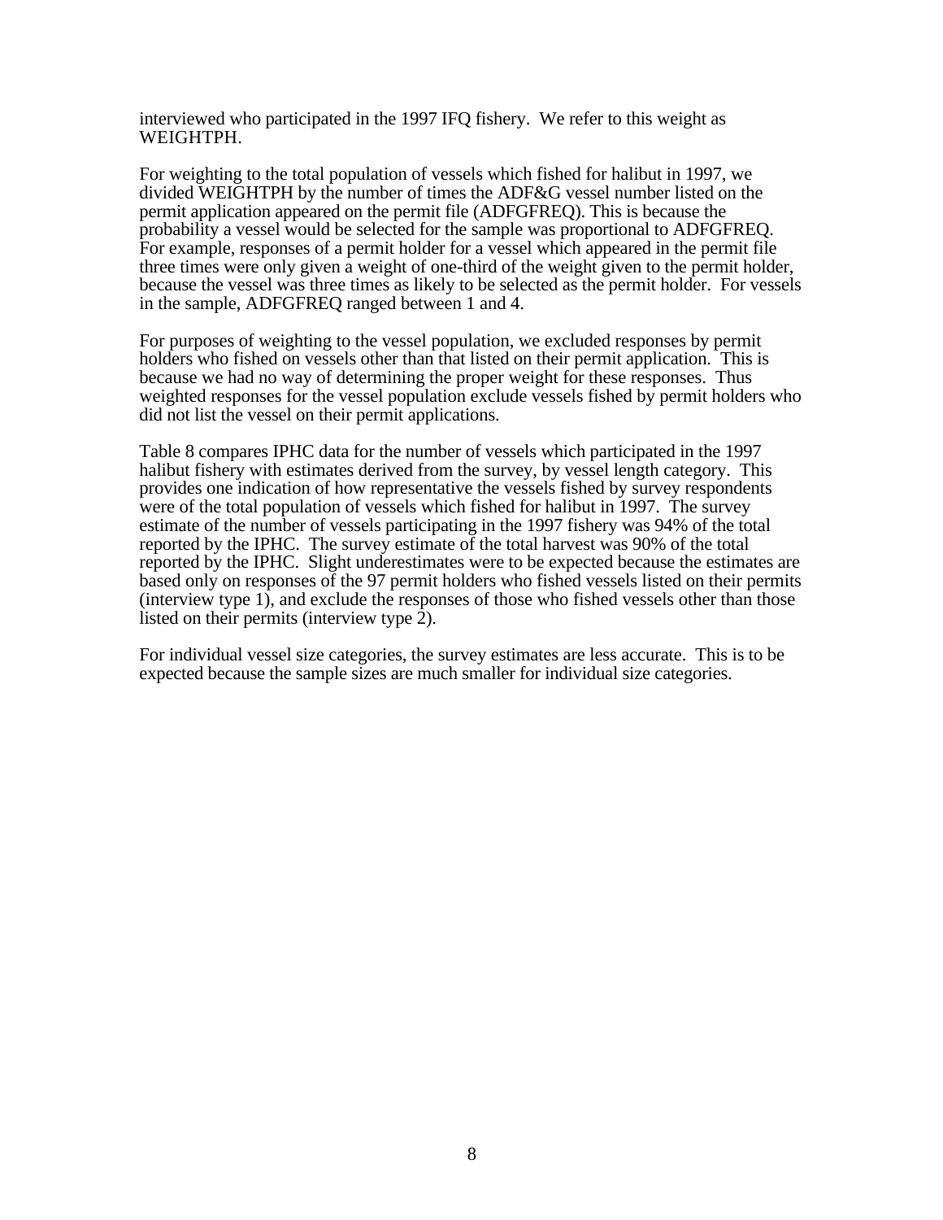interviewed who participated in the 1997 IFQ fishery. We refer to this weight as WEIGHTPH.

For weighting to the total population of vessels which fished for halibut in 1997, we divided WEIGHTPH by the number of times the ADF&G vessel number listed on the permit application appeared on the permit file (ADFGFREQ). This is because the probability a vessel would be selected for the sample was proportional to ADFGFREQ. For example, responses of a permit holder for a vessel which appeared in the permit file three times were only given a weight of one-third of the weight given to the permit holder, because the vessel was three times as likely to be selected as the permit holder. For vessels in the sample, ADFGFREQ ranged between 1 and 4.

For purposes of weighting to the vessel population, we excluded responses by permit holders who fished on vessels other than that listed on their permit application. This is because we had no way of determining the proper weight for these responses. Thus weighted responses for the vessel population exclude vessels fished by permit holders who did not list the vessel on their permit applications.

Table 8 compares IPHC data for the number of vessels which participated in the 1997 halibut fishery with estimates derived from the survey, by vessel length category. This provides one indication of how representative the vessels fished by survey respondents were of the total population of vessels which fished for halibut in 1997. The survey estimate of the number of vessels participating in the 1997 fishery was 94% of the total reported by the IPHC. The survey estimate of the total harvest was 90% of the total reported by the IPHC. Slight underestimates were to be expected because the estimates are based only on responses of the 97 permit holders who fished vessels listed on their permits (interview type 1), and exclude the responses of those who fished vessels other than those listed on their permits (interview type 2).

For individual vessel size categories, the survey estimates are less accurate. This is to be expected because the sample sizes are much smaller for individual size categories.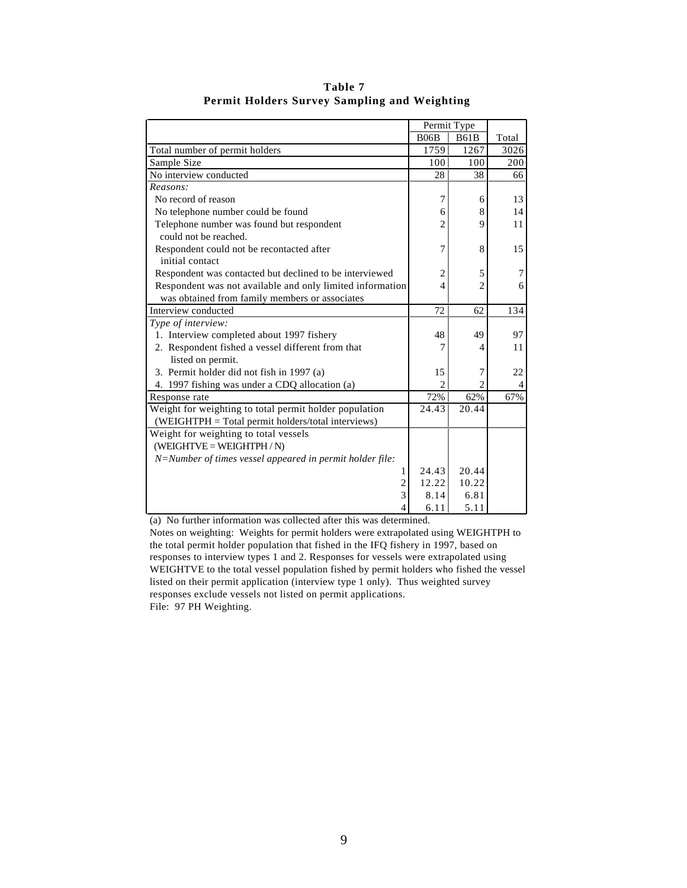**Table 7**
**Permit Holders Survey Sampling and Weighting**

| | Permit Type | | |
|---|---|---|---|
| | B06B | B61B | Total |
| Total number of permit holders | 1759 | 1267 | 3026 |
| Sample Size | 100 | 100 | 200 |
| No interview conducted | 28 | 38 | 66 |
| *Reasons:* | | | |
| No record of reason | 7 | 6 | 13 |
| No telephone number could be found | 6 | 8 | 14 |
| Telephone number was found but respondent could not be reached. | 2 | 9 | 11 |
| Respondent could not be recontacted after initial contact | 7 | 8 | 15 |
| Respondent was contacted but declined to be interviewed | 2 | 5 | 7 |
| Respondent was not available and only limited information was obtained from family members or associates | 4 | 2 | 6 |
| Interview conducted | 72 | 62 | 134 |
| *Type of interview:* | | | |
| 1. Interview completed about 1997 fishery | 48 | 49 | 97 |
| 2. Respondent fished a vessel different from that listed on permit. | 7 | 4 | 11 |
| 3. Permit holder did not fish in 1997 (a) | 15 | 7 | 22 |
| 4. 1997 fishing was under a CDQ allocation (a) | 2 | 2 | 4 |
| Response rate | 72% | 62% | 67% |
| Weight for weighting to total permit holder population (WEIGHTPH = Total permit holders/total interviews) | 24.43 | 20.44 | |
| Weight for weighting to total vessels (WEIGHTVE = WEIGHTPH / N) | | | |
| *N=Number of times vessel appeared in permit holder file:* | | | |
| 1 | 24.43 | 20.44 | |
| 2 | 12.22 | 10.22 | |
| 3 | 8.14 | 6.81 | |
| 4 | 6.11 | 5.11 | |

(a) No further information was collected after this was determined.

Notes on weighting: Weights for permit holders were extrapolated using WEIGHTPH to the total permit holder population that fished in the IFQ fishery in 1997, based on responses to interview types 1 and 2. Responses for vessels were extrapolated using WEIGHTVE to the total vessel population fished by permit holders who fished the vessel listed on their permit application (interview type 1 only). Thus weighted survey responses exclude vessels not listed on permit applications.

File: 97 PH Weighting.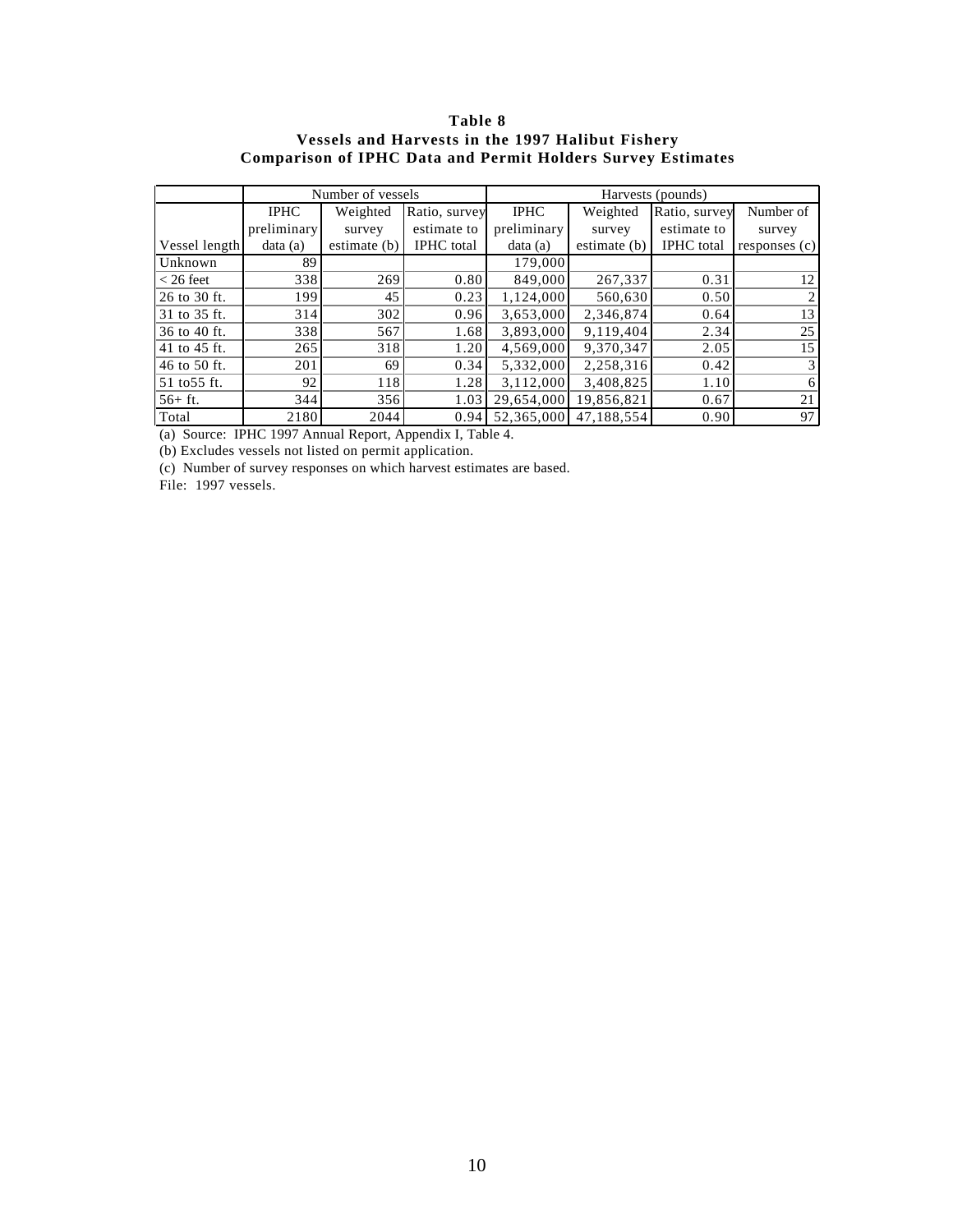**Table 8**
**Vessels and Harvests in the 1997 Halibut Fishery**
**Comparison of IPHC Data and Permit Holders Survey Estimates**

| | Number of vessels | | | Harvests (pounds) | | | |
|---|---|---|---|---|---|---|---|
| Vessel length | IPHC preliminary data (a) | Weighted survey estimate (b) | Ratio, survey estimate to IPHC total | IPHC preliminary data (a) | Weighted survey estimate (b) | Ratio, survey estimate to IPHC total | Number of survey responses (c) |
| Unknown | 89 | | | 179,000 | | | |
| < 26 feet | 338 | 269 | 0.80 | 849,000 | 267,337 | 0.31 | 12 |
| 26 to 30 ft. | 199 | 45 | 0.23 | 1,124,000 | 560,630 | 0.50 | 2 |
| 31 to 35 ft. | 314 | 302 | 0.96 | 3,653,000 | 2,346,874 | 0.64 | 13 |
| 36 to 40 ft. | 338 | 567 | 1.68 | 3,893,000 | 9,119,404 | 2.34 | 25 |
| 41 to 45 ft. | 265 | 318 | 1.20 | 4,569,000 | 9,370,347 | 2.05 | 15 |
| 46 to 50 ft. | 201 | 69 | 0.34 | 5,332,000 | 2,258,316 | 0.42 | 3 |
| 51 to55 ft. | 92 | 118 | 1.28 | 3,112,000 | 3,408,825 | 1.10 | 6 |
| 56+ ft. | 344 | 356 | 1.03 | 29,654,000 | 19,856,821 | 0.67 | 21 |
| Total | 2180 | 2044 | 0.94 | 52,365,000 | 47,188,554 | 0.90 | 97 |

(a) Source: IPHC 1997 Annual Report, Appendix I, Table 4.
(b) Excludes vessels not listed on permit application.
(c) Number of survey responses on which harvest estimates are based.
File: 1997 vessels.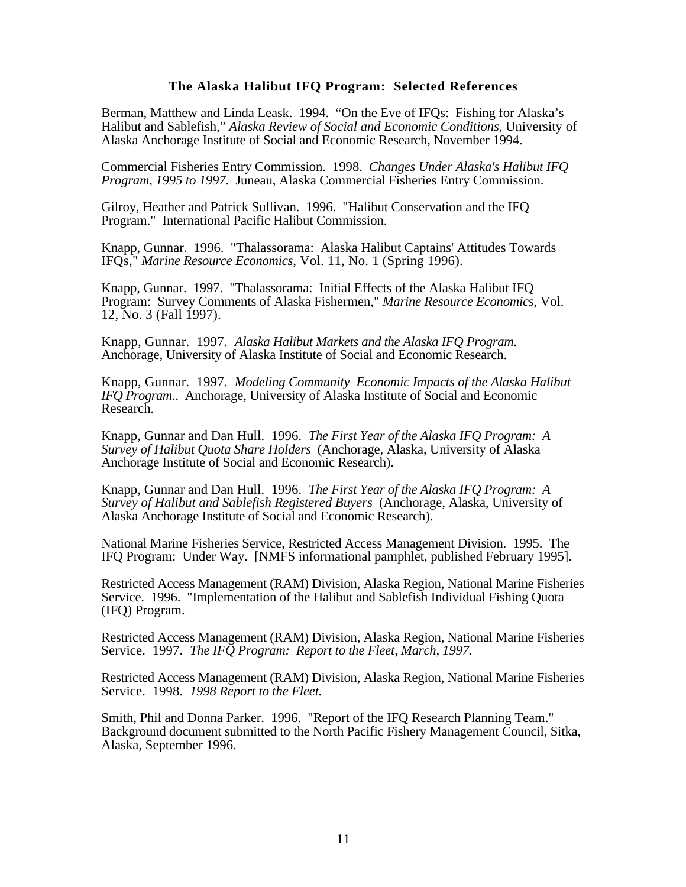### The Alaska Halibut IFQ Program: Selected References

Berman, Matthew and Linda Leask. 1994. "On the Eve of IFQs: Fishing for Alaska's Halibut and Sablefish," *Alaska Review of Social and Economic Conditions*, University of Alaska Anchorage Institute of Social and Economic Research, November 1994.

Commercial Fisheries Entry Commission. 1998. *Changes Under Alaska's Halibut IFQ Program, 1995 to 1997*. Juneau, Alaska Commercial Fisheries Entry Commission.

Gilroy, Heather and Patrick Sullivan. 1996. "Halibut Conservation and the IFQ Program." International Pacific Halibut Commission.

Knapp, Gunnar. 1996. "Thalassorama: Alaska Halibut Captains' Attitudes Towards IFQs," *Marine Resource Economics*, Vol. 11, No. 1 (Spring 1996).

Knapp, Gunnar. 1997. "Thalassorama: Initial Effects of the Alaska Halibut IFQ Program: Survey Comments of Alaska Fishermen," *Marine Resource Economics*, Vol. 12, No. 3 (Fall 1997).

Knapp, Gunnar. 1997. *Alaska Halibut Markets and the Alaska IFQ Program.* Anchorage, University of Alaska Institute of Social and Economic Research.

Knapp, Gunnar. 1997. *Modeling Community Economic Impacts of the Alaska Halibut IFQ Program..* Anchorage, University of Alaska Institute of Social and Economic Research.

Knapp, Gunnar and Dan Hull. 1996. *The First Year of the Alaska IFQ Program: A Survey of Halibut Quota Share Holders* (Anchorage, Alaska, University of Alaska Anchorage Institute of Social and Economic Research).

Knapp, Gunnar and Dan Hull. 1996. *The First Year of the Alaska IFQ Program: A Survey of Halibut and Sablefish Registered Buyers* (Anchorage, Alaska, University of Alaska Anchorage Institute of Social and Economic Research).

National Marine Fisheries Service, Restricted Access Management Division. 1995. The IFQ Program: Under Way. [NMFS informational pamphlet, published February 1995].

Restricted Access Management (RAM) Division, Alaska Region, National Marine Fisheries Service. 1996. "Implementation of the Halibut and Sablefish Individual Fishing Quota (IFQ) Program.

Restricted Access Management (RAM) Division, Alaska Region, National Marine Fisheries Service. 1997. *The IFQ Program: Report to the Fleet, March, 1997.*

Restricted Access Management (RAM) Division, Alaska Region, National Marine Fisheries Service. 1998. *1998 Report to the Fleet.*

Smith, Phil and Donna Parker. 1996. "Report of the IFQ Research Planning Team." Background document submitted to the North Pacific Fishery Management Council, Sitka, Alaska, September 1996.